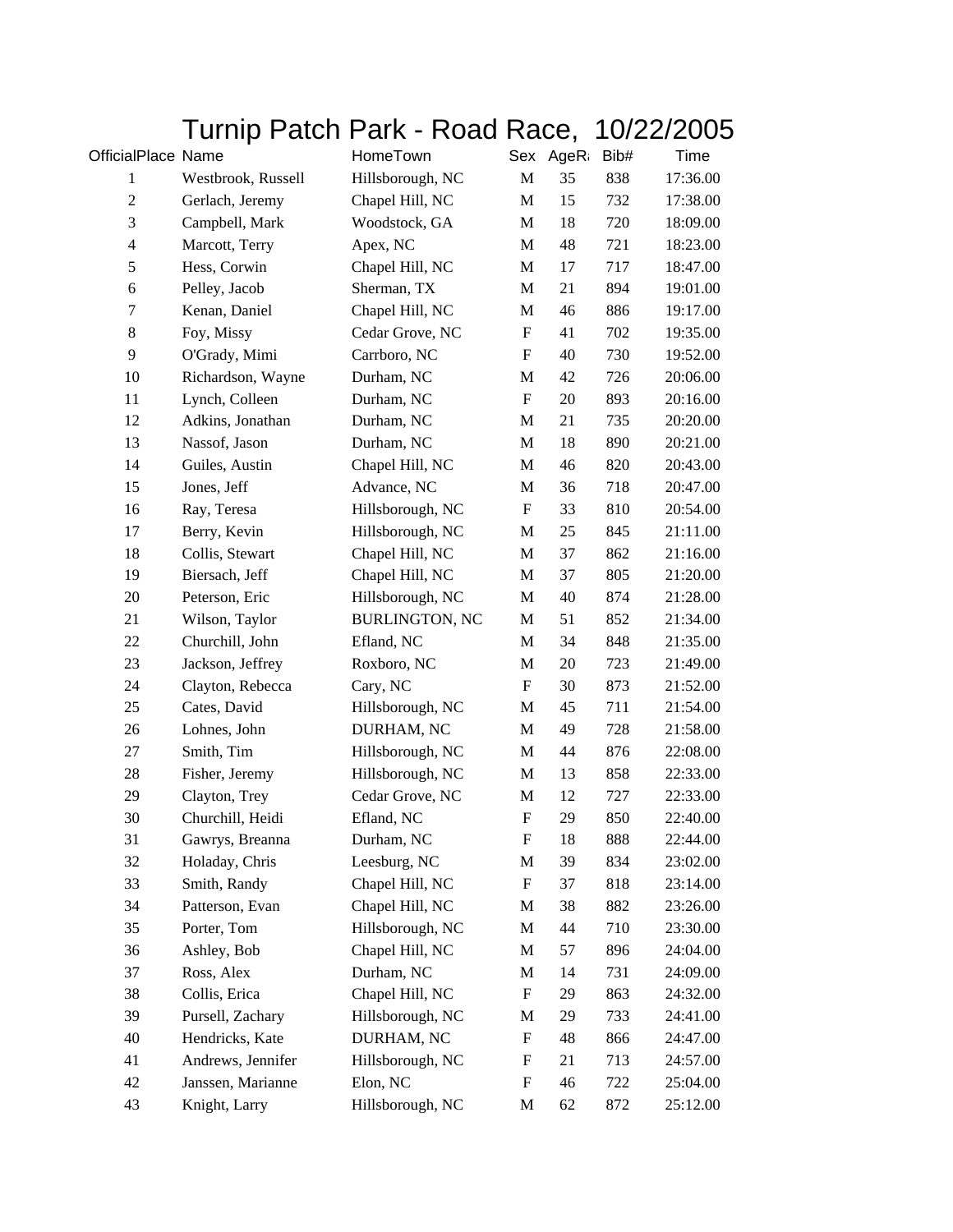# Turnip Patch Park - Road Race, 10/22/2005

| OfficialPlace | Name | HomeTown | Sex | AgeR | Bib# | Time |
|---|---|---|---|---|---|---|
| 1 | Westbrook, Russell | Hillsborough, NC | M | 35 | 838 | 17:36.00 |
| 2 | Gerlach, Jeremy | Chapel Hill, NC | M | 15 | 732 | 17:38.00 |
| 3 | Campbell, Mark | Woodstock, GA | M | 18 | 720 | 18:09.00 |
| 4 | Marcott, Terry | Apex, NC | M | 48 | 721 | 18:23.00 |
| 5 | Hess, Corwin | Chapel Hill, NC | M | 17 | 717 | 18:47.00 |
| 6 | Pelley, Jacob | Sherman, TX | M | 21 | 894 | 19:01.00 |
| 7 | Kenan, Daniel | Chapel Hill, NC | M | 46 | 886 | 19:17.00 |
| 8 | Foy, Missy | Cedar Grove, NC | F | 41 | 702 | 19:35.00 |
| 9 | O'Grady, Mimi | Carrboro, NC | F | 40 | 730 | 19:52.00 |
| 10 | Richardson, Wayne | Durham, NC | M | 42 | 726 | 20:06.00 |
| 11 | Lynch, Colleen | Durham, NC | F | 20 | 893 | 20:16.00 |
| 12 | Adkins, Jonathan | Durham, NC | M | 21 | 735 | 20:20.00 |
| 13 | Nassof, Jason | Durham, NC | M | 18 | 890 | 20:21.00 |
| 14 | Guiles, Austin | Chapel Hill, NC | M | 46 | 820 | 20:43.00 |
| 15 | Jones, Jeff | Advance, NC | M | 36 | 718 | 20:47.00 |
| 16 | Ray, Teresa | Hillsborough, NC | F | 33 | 810 | 20:54.00 |
| 17 | Berry, Kevin | Hillsborough, NC | M | 25 | 845 | 21:11.00 |
| 18 | Collis, Stewart | Chapel Hill, NC | M | 37 | 862 | 21:16.00 |
| 19 | Biersach, Jeff | Chapel Hill, NC | M | 37 | 805 | 21:20.00 |
| 20 | Peterson, Eric | Hillsborough, NC | M | 40 | 874 | 21:28.00 |
| 21 | Wilson, Taylor | BURLINGTON, NC | M | 51 | 852 | 21:34.00 |
| 22 | Churchill, John | Efland, NC | M | 34 | 848 | 21:35.00 |
| 23 | Jackson, Jeffrey | Roxboro, NC | M | 20 | 723 | 21:49.00 |
| 24 | Clayton, Rebecca | Cary, NC | F | 30 | 873 | 21:52.00 |
| 25 | Cates, David | Hillsborough, NC | M | 45 | 711 | 21:54.00 |
| 26 | Lohnes, John | DURHAM, NC | M | 49 | 728 | 21:58.00 |
| 27 | Smith, Tim | Hillsborough, NC | M | 44 | 876 | 22:08.00 |
| 28 | Fisher, Jeremy | Hillsborough, NC | M | 13 | 858 | 22:33.00 |
| 29 | Clayton, Trey | Cedar Grove, NC | M | 12 | 727 | 22:33.00 |
| 30 | Churchill, Heidi | Efland, NC | F | 29 | 850 | 22:40.00 |
| 31 | Gawrys, Breanna | Durham, NC | F | 18 | 888 | 22:44.00 |
| 32 | Holaday, Chris | Leesburg, NC | M | 39 | 834 | 23:02.00 |
| 33 | Smith, Randy | Chapel Hill, NC | F | 37 | 818 | 23:14.00 |
| 34 | Patterson, Evan | Chapel Hill, NC | M | 38 | 882 | 23:26.00 |
| 35 | Porter, Tom | Hillsborough, NC | M | 44 | 710 | 23:30.00 |
| 36 | Ashley, Bob | Chapel Hill, NC | M | 57 | 896 | 24:04.00 |
| 37 | Ross, Alex | Durham, NC | M | 14 | 731 | 24:09.00 |
| 38 | Collis, Erica | Chapel Hill, NC | F | 29 | 863 | 24:32.00 |
| 39 | Pursell, Zachary | Hillsborough, NC | M | 29 | 733 | 24:41.00 |
| 40 | Hendricks, Kate | DURHAM, NC | F | 48 | 866 | 24:47.00 |
| 41 | Andrews, Jennifer | Hillsborough, NC | F | 21 | 713 | 24:57.00 |
| 42 | Janssen, Marianne | Elon, NC | F | 46 | 722 | 25:04.00 |
| 43 | Knight, Larry | Hillsborough, NC | M | 62 | 872 | 25:12.00 |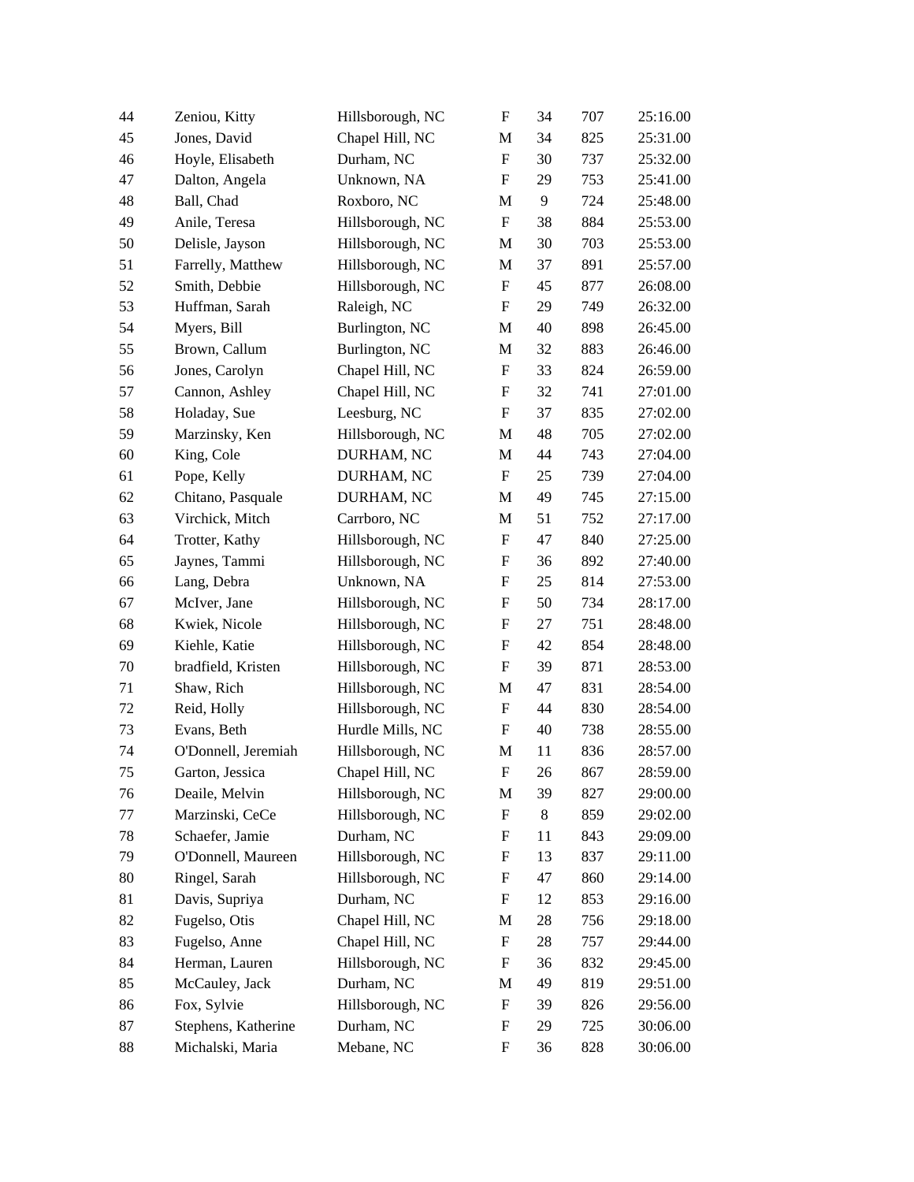| | | | | | | |
|---|---|---|---|---|---|---|
| 44 | Zeniou, Kitty | Hillsborough, NC | F | 34 | 707 | 25:16.00 |
| 45 | Jones, David | Chapel Hill, NC | M | 34 | 825 | 25:31.00 |
| 46 | Hoyle, Elisabeth | Durham, NC | F | 30 | 737 | 25:32.00 |
| 47 | Dalton, Angela | Unknown, NA | F | 29 | 753 | 25:41.00 |
| 48 | Ball, Chad | Roxboro, NC | M | 9 | 724 | 25:48.00 |
| 49 | Anile, Teresa | Hillsborough, NC | F | 38 | 884 | 25:53.00 |
| 50 | Delisle, Jayson | Hillsborough, NC | M | 30 | 703 | 25:53.00 |
| 51 | Farrelly, Matthew | Hillsborough, NC | M | 37 | 891 | 25:57.00 |
| 52 | Smith, Debbie | Hillsborough, NC | F | 45 | 877 | 26:08.00 |
| 53 | Huffman, Sarah | Raleigh, NC | F | 29 | 749 | 26:32.00 |
| 54 | Myers, Bill | Burlington, NC | M | 40 | 898 | 26:45.00 |
| 55 | Brown, Callum | Burlington, NC | M | 32 | 883 | 26:46.00 |
| 56 | Jones, Carolyn | Chapel Hill, NC | F | 33 | 824 | 26:59.00 |
| 57 | Cannon, Ashley | Chapel Hill, NC | F | 32 | 741 | 27:01.00 |
| 58 | Holaday, Sue | Leesburg, NC | F | 37 | 835 | 27:02.00 |
| 59 | Marzinsky, Ken | Hillsborough, NC | M | 48 | 705 | 27:02.00 |
| 60 | King, Cole | DURHAM, NC | M | 44 | 743 | 27:04.00 |
| 61 | Pope, Kelly | DURHAM, NC | F | 25 | 739 | 27:04.00 |
| 62 | Chitano, Pasquale | DURHAM, NC | M | 49 | 745 | 27:15.00 |
| 63 | Virchick, Mitch | Carrboro, NC | M | 51 | 752 | 27:17.00 |
| 64 | Trotter, Kathy | Hillsborough, NC | F | 47 | 840 | 27:25.00 |
| 65 | Jaynes, Tammi | Hillsborough, NC | F | 36 | 892 | 27:40.00 |
| 66 | Lang, Debra | Unknown, NA | F | 25 | 814 | 27:53.00 |
| 67 | McIver, Jane | Hillsborough, NC | F | 50 | 734 | 28:17.00 |
| 68 | Kwiek, Nicole | Hillsborough, NC | F | 27 | 751 | 28:48.00 |
| 69 | Kiehle, Katie | Hillsborough, NC | F | 42 | 854 | 28:48.00 |
| 70 | bradfield, Kristen | Hillsborough, NC | F | 39 | 871 | 28:53.00 |
| 71 | Shaw, Rich | Hillsborough, NC | M | 47 | 831 | 28:54.00 |
| 72 | Reid, Holly | Hillsborough, NC | F | 44 | 830 | 28:54.00 |
| 73 | Evans, Beth | Hurdle Mills, NC | F | 40 | 738 | 28:55.00 |
| 74 | O'Donnell, Jeremiah | Hillsborough, NC | M | 11 | 836 | 28:57.00 |
| 75 | Garton, Jessica | Chapel Hill, NC | F | 26 | 867 | 28:59.00 |
| 76 | Deaile, Melvin | Hillsborough, NC | M | 39 | 827 | 29:00.00 |
| 77 | Marzinski, CeCe | Hillsborough, NC | F | 8 | 859 | 29:02.00 |
| 78 | Schaefer, Jamie | Durham, NC | F | 11 | 843 | 29:09.00 |
| 79 | O'Donnell, Maureen | Hillsborough, NC | F | 13 | 837 | 29:11.00 |
| 80 | Ringel, Sarah | Hillsborough, NC | F | 47 | 860 | 29:14.00 |
| 81 | Davis, Supriya | Durham, NC | F | 12 | 853 | 29:16.00 |
| 82 | Fugelso, Otis | Chapel Hill, NC | M | 28 | 756 | 29:18.00 |
| 83 | Fugelso, Anne | Chapel Hill, NC | F | 28 | 757 | 29:44.00 |
| 84 | Herman, Lauren | Hillsborough, NC | F | 36 | 832 | 29:45.00 |
| 85 | McCauley, Jack | Durham, NC | M | 49 | 819 | 29:51.00 |
| 86 | Fox, Sylvie | Hillsborough, NC | F | 39 | 826 | 29:56.00 |
| 87 | Stephens, Katherine | Durham, NC | F | 29 | 725 | 30:06.00 |
| 88 | Michalski, Maria | Mebane, NC | F | 36 | 828 | 30:06.00 |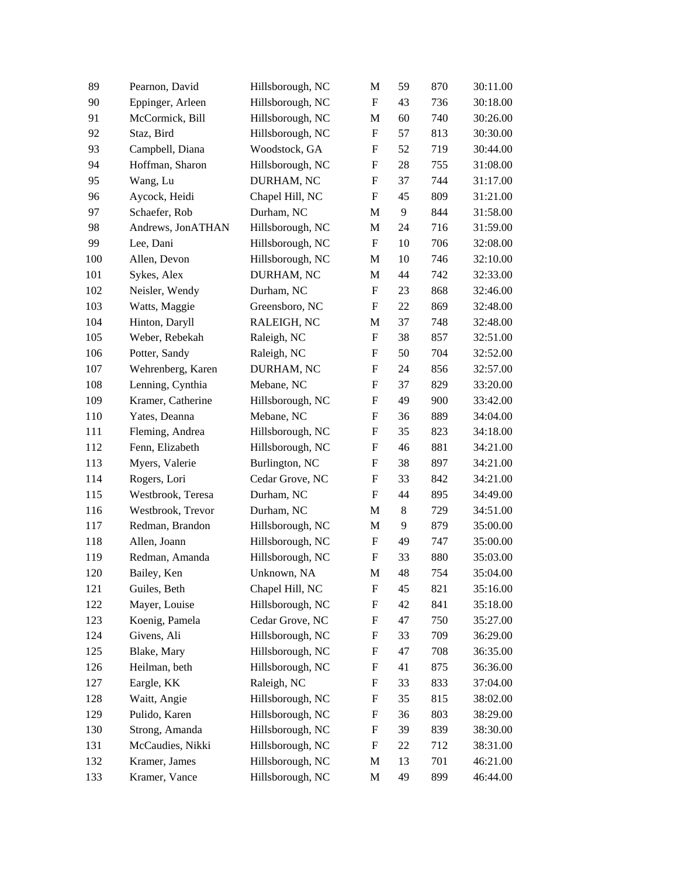| | | | | | | |
|---|---|---|---|---|---|---|
| 89 | Pearnon, David | Hillsborough, NC | M | 59 | 870 | 30:11.00 |
| 90 | Eppinger, Arleen | Hillsborough, NC | F | 43 | 736 | 30:18.00 |
| 91 | McCormick, Bill | Hillsborough, NC | M | 60 | 740 | 30:26.00 |
| 92 | Staz, Bird | Hillsborough, NC | F | 57 | 813 | 30:30.00 |
| 93 | Campbell, Diana | Woodstock, GA | F | 52 | 719 | 30:44.00 |
| 94 | Hoffman, Sharon | Hillsborough, NC | F | 28 | 755 | 31:08.00 |
| 95 | Wang, Lu | DURHAM, NC | F | 37 | 744 | 31:17.00 |
| 96 | Aycock, Heidi | Chapel Hill, NC | F | 45 | 809 | 31:21.00 |
| 97 | Schaefer, Rob | Durham, NC | M | 9 | 844 | 31:58.00 |
| 98 | Andrews, JonATHAN | Hillsborough, NC | M | 24 | 716 | 31:59.00 |
| 99 | Lee, Dani | Hillsborough, NC | F | 10 | 706 | 32:08.00 |
| 100 | Allen, Devon | Hillsborough, NC | M | 10 | 746 | 32:10.00 |
| 101 | Sykes, Alex | DURHAM, NC | M | 44 | 742 | 32:33.00 |
| 102 | Neisler, Wendy | Durham, NC | F | 23 | 868 | 32:46.00 |
| 103 | Watts, Maggie | Greensboro, NC | F | 22 | 869 | 32:48.00 |
| 104 | Hinton, Daryll | RALEIGH, NC | M | 37 | 748 | 32:48.00 |
| 105 | Weber, Rebekah | Raleigh, NC | F | 38 | 857 | 32:51.00 |
| 106 | Potter, Sandy | Raleigh, NC | F | 50 | 704 | 32:52.00 |
| 107 | Wehrenberg, Karen | DURHAM, NC | F | 24 | 856 | 32:57.00 |
| 108 | Lenning, Cynthia | Mebane, NC | F | 37 | 829 | 33:20.00 |
| 109 | Kramer, Catherine | Hillsborough, NC | F | 49 | 900 | 33:42.00 |
| 110 | Yates, Deanna | Mebane, NC | F | 36 | 889 | 34:04.00 |
| 111 | Fleming, Andrea | Hillsborough, NC | F | 35 | 823 | 34:18.00 |
| 112 | Fenn, Elizabeth | Hillsborough, NC | F | 46 | 881 | 34:21.00 |
| 113 | Myers, Valerie | Burlington, NC | F | 38 | 897 | 34:21.00 |
| 114 | Rogers, Lori | Cedar Grove, NC | F | 33 | 842 | 34:21.00 |
| 115 | Westbrook, Teresa | Durham, NC | F | 44 | 895 | 34:49.00 |
| 116 | Westbrook, Trevor | Durham, NC | M | 8 | 729 | 34:51.00 |
| 117 | Redman, Brandon | Hillsborough, NC | M | 9 | 879 | 35:00.00 |
| 118 | Allen, Joann | Hillsborough, NC | F | 49 | 747 | 35:00.00 |
| 119 | Redman, Amanda | Hillsborough, NC | F | 33 | 880 | 35:03.00 |
| 120 | Bailey, Ken | Unknown, NA | M | 48 | 754 | 35:04.00 |
| 121 | Guiles, Beth | Chapel Hill, NC | F | 45 | 821 | 35:16.00 |
| 122 | Mayer, Louise | Hillsborough, NC | F | 42 | 841 | 35:18.00 |
| 123 | Koenig, Pamela | Cedar Grove, NC | F | 47 | 750 | 35:27.00 |
| 124 | Givens, Ali | Hillsborough, NC | F | 33 | 709 | 36:29.00 |
| 125 | Blake, Mary | Hillsborough, NC | F | 47 | 708 | 36:35.00 |
| 126 | Heilman, beth | Hillsborough, NC | F | 41 | 875 | 36:36.00 |
| 127 | Eargle, KK | Raleigh, NC | F | 33 | 833 | 37:04.00 |
| 128 | Waitt, Angie | Hillsborough, NC | F | 35 | 815 | 38:02.00 |
| 129 | Pulido, Karen | Hillsborough, NC | F | 36 | 803 | 38:29.00 |
| 130 | Strong, Amanda | Hillsborough, NC | F | 39 | 839 | 38:30.00 |
| 131 | McCaudies, Nikki | Hillsborough, NC | F | 22 | 712 | 38:31.00 |
| 132 | Kramer, James | Hillsborough, NC | M | 13 | 701 | 46:21.00 |
| 133 | Kramer, Vance | Hillsborough, NC | M | 49 | 899 | 46:44.00 |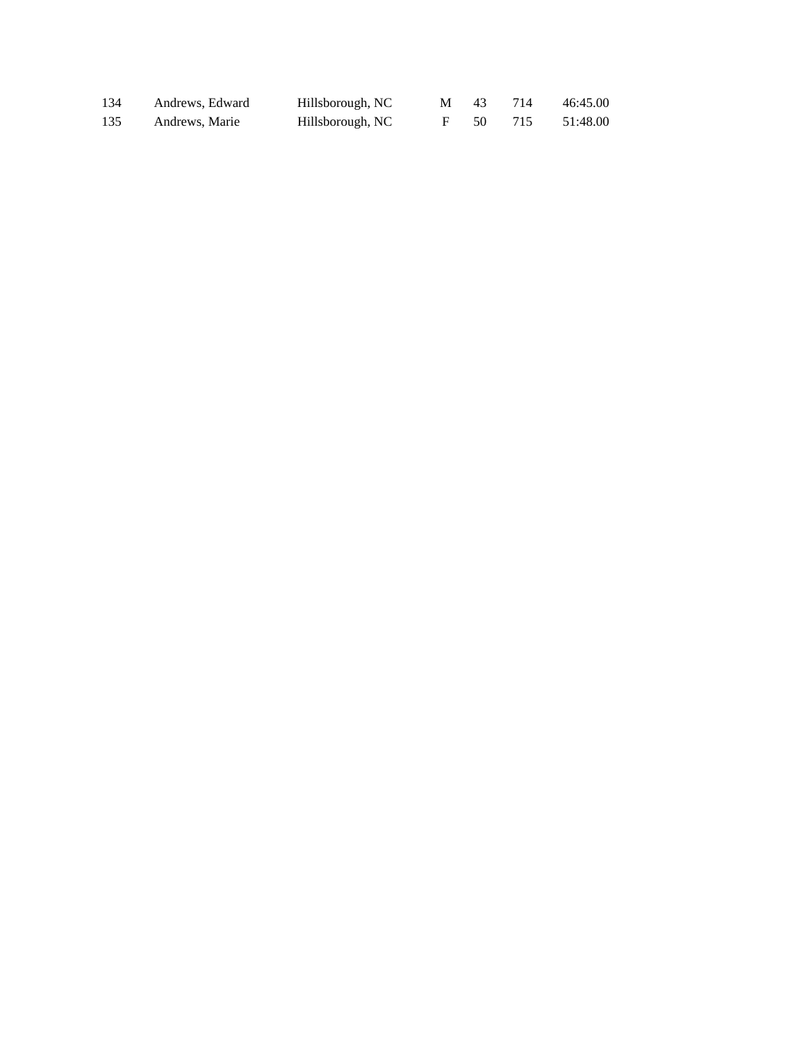| | | | | | | |
|---|---|---|---|---|---|---|
| 134 | Andrews, Edward | Hillsborough, NC | M | 43 | 714 | 46:45.00 |
| 135 | Andrews, Marie | Hillsborough, NC | F | 50 | 715 | 51:48.00 |